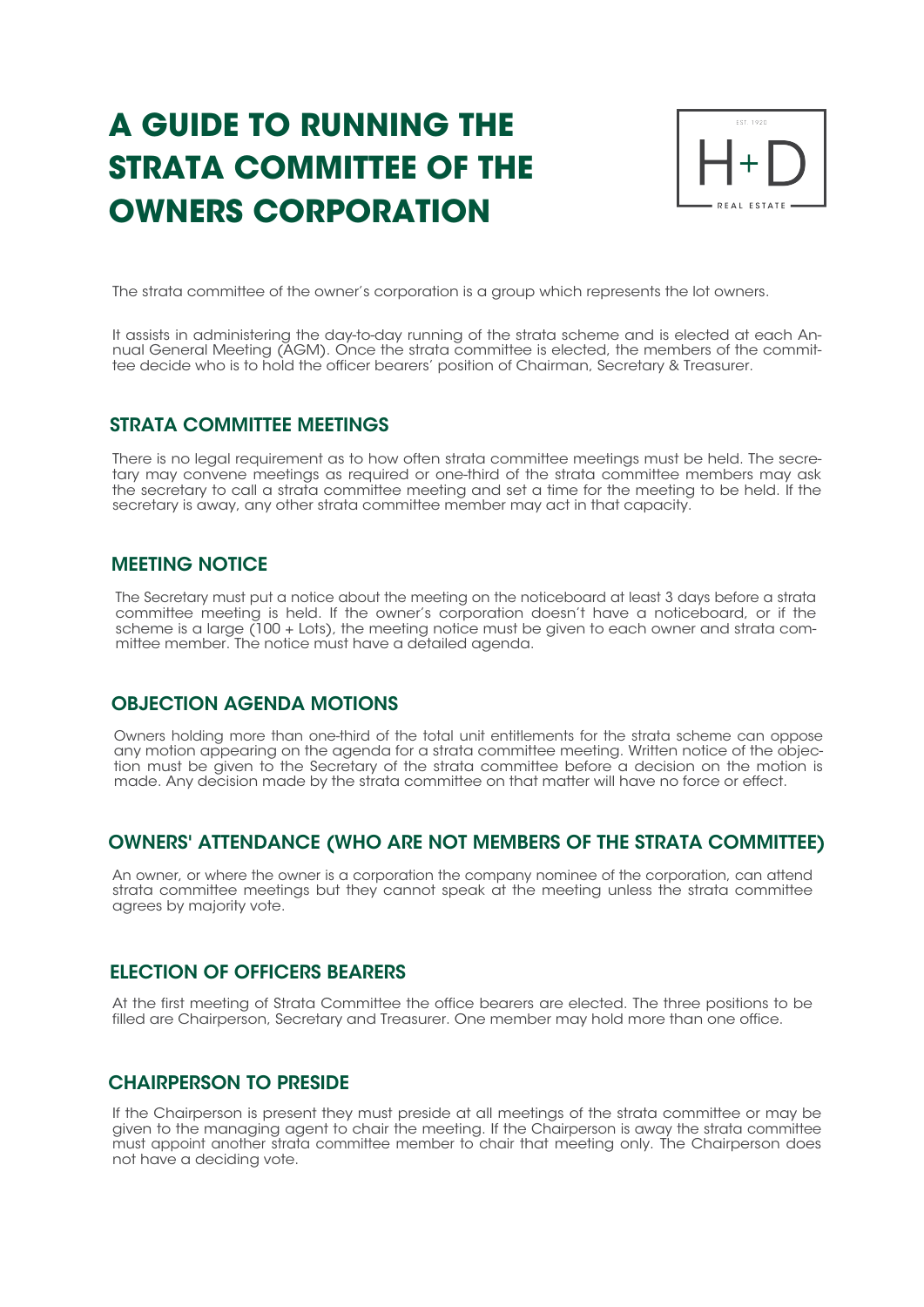# A GUIDE TO RUNNING THE STRATA COMMITTEE OF THE OWNERS CORPORATION

H+D
REAL ESTATE

The strata committee of the owner's corporation is a group which represents the lot owners.

It assists in administering the day-to-day running of the strata scheme and is elected at each Annual General Meeting (AGM). Once the strata committee is elected, the members of the committee decide who is to hold the officer bearers' position of Chairman, Secretary & Treasurer.

## STRATA COMMITTEE MEETINGS

There is no legal requirement as to how often strata committee meetings must be held. The secretary may convene meetings as required or one-third of the strata committee members may ask the secretary to call a strata committee meeting and set a time for the meeting to be held. If the secretary is away, any other strata committee member may act in that capacity.

## MEETING NOTICE

The Secretary must put a notice about the meeting on the noticeboard at least 3 days before a strata committee meeting is held. If the owner's corporation doesn't have a noticeboard, or if the scheme is a large (100 + Lots), the meeting notice must be given to each owner and strata committee member. The notice must have a detailed agenda.

## OBJECTION AGENDA MOTIONS

Owners holding more than one-third of the total unit entitlements for the strata scheme can oppose any motion appearing on the agenda for a strata committee meeting. Written notice of the objection must be given to the Secretary of the strata committee before a decision on the motion is made. Any decision made by the strata committee on that matter will have no force or effect.

## OWNERS' ATTENDANCE (WHO ARE NOT MEMBERS OF THE STRATA COMMITTEE)

An owner, or where the owner is a corporation the company nominee of the corporation, can attend strata committee meetings but they cannot speak at the meeting unless the strata committee agrees by majority vote.

## ELECTION OF OFFICERS BEARERS

At the first meeting of Strata Committee the office bearers are elected. The three positions to be filled are Chairperson, Secretary and Treasurer. One member may hold more than one office.

## CHAIRPERSON TO PRESIDE

If the Chairperson is present they must preside at all meetings of the strata committee or may be given to the managing agent to chair the meeting. If the Chairperson is away the strata committee must appoint another strata committee member to chair that meeting only. The Chairperson does not have a deciding vote.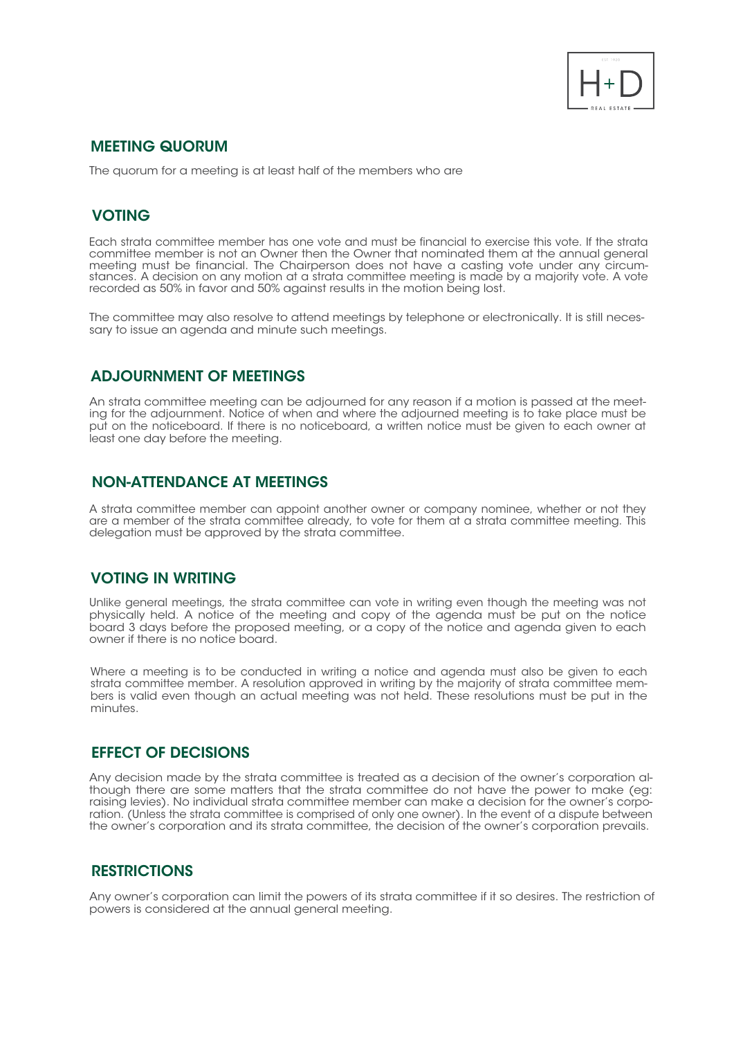## MEETING QUORUM

The quorum for a meeting is at least half of the members who are

## VOTING

Each strata committee member has one vote and must be financial to exercise this vote. If the strata committee member is not an Owner then the Owner that nominated them at the annual general meeting must be financial. The Chairperson does not have a casting vote under any circumstances. A decision on any motion at a strata committee meeting is made by a majority vote. A vote recorded as 50% in favor and 50% against results in the motion being lost.

The committee may also resolve to attend meetings by telephone or electronically. It is still necessary to issue an agenda and minute such meetings.

## ADJOURNMENT OF MEETINGS

An strata committee meeting can be adjourned for any reason if a motion is passed at the meeting for the adjournment. Notice of when and where the adjourned meeting is to take place must be put on the noticeboard. If there is no noticeboard, a written notice must be given to each owner at least one day before the meeting.

## NON-ATTENDANCE AT MEETINGS

A strata committee member can appoint another owner or company nominee, whether or not they are a member of the strata committee already, to vote for them at a strata committee meeting. This delegation must be approved by the strata committee.

## VOTING IN WRITING

Unlike general meetings, the strata committee can vote in writing even though the meeting was not physically held. A notice of the meeting and copy of the agenda must be put on the notice board 3 days before the proposed meeting, or a copy of the notice and agenda given to each owner if there is no notice board.

Where a meeting is to be conducted in writing a notice and agenda must also be given to each strata committee member. A resolution approved in writing by the majority of strata committee members is valid even though an actual meeting was not held. These resolutions must be put in the minutes.

## EFFECT OF DECISIONS

Any decision made by the strata committee is treated as a decision of the owner's corporation although there are some matters that the strata committee do not have the power to make (eg: raising levies). No individual strata committee member can make a decision for the owner's corporation. (Unless the strata committee is comprised of only one owner). In the event of a dispute between the owner's corporation and its strata committee, the decision of the owner's corporation prevails.

## RESTRICTIONS

Any owner's corporation can limit the powers of its strata committee if it so desires. The restriction of powers is considered at the annual general meeting.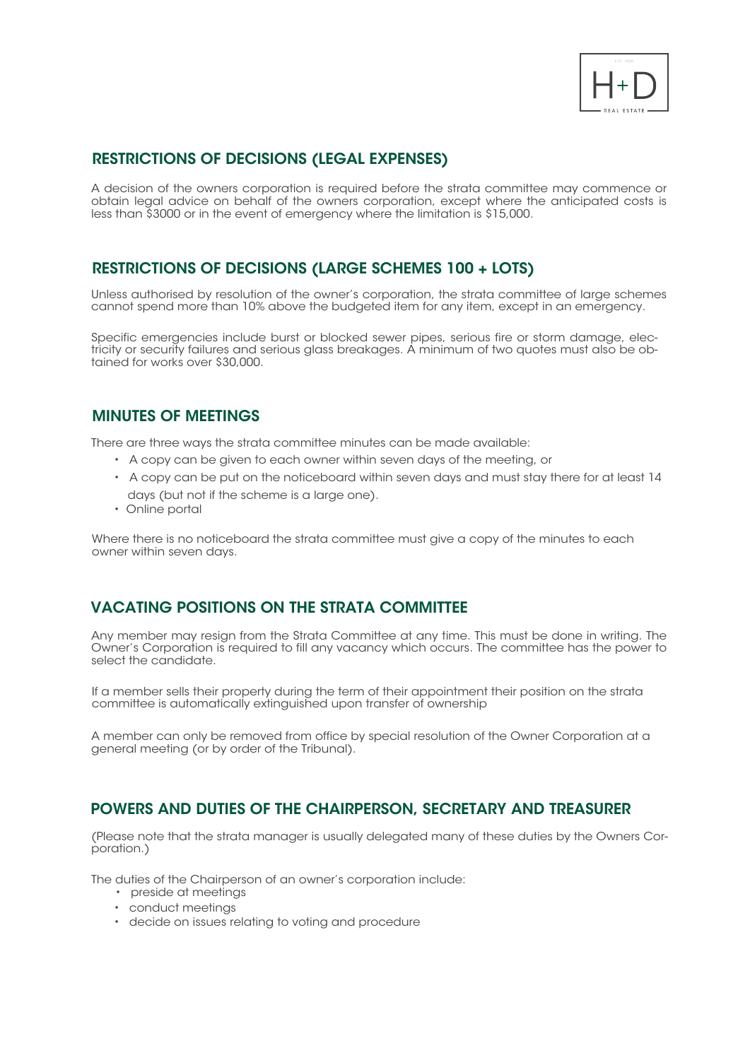## RESTRICTIONS OF DECISIONS (LEGAL EXPENSES)

A decision of the owners corporation is required before the strata committee may commence or obtain legal advice on behalf of the owners corporation, except where the anticipated costs is less than $3000 or in the event of emergency where the limitation is $15,000.

## RESTRICTIONS OF DECISIONS (LARGE SCHEMES 100 + LOTS)

Unless authorised by resolution of the owner's corporation, the strata committee of large schemes cannot spend more than 10% above the budgeted item for any item, except in an emergency.

Specific emergencies include burst or blocked sewer pipes, serious fire or storm damage, electricity or security failures and serious glass breakages. A minimum of two quotes must also be obtained for works over $30,000.

## MINUTES OF MEETINGS

There are three ways the strata committee minutes can be made available:

- A copy can be given to each owner within seven days of the meeting, or
- A copy can be put on the noticeboard within seven days and must stay there for at least 14 days (but not if the scheme is a large one).
- Online portal

Where there is no noticeboard the strata committee must give a copy of the minutes to each owner within seven days.

## VACATING POSITIONS ON THE STRATA COMMITTEE

Any member may resign from the Strata Committee at any time. This must be done in writing. The Owner's Corporation is required to fill any vacancy which occurs. The committee has the power to select the candidate.

If a member sells their property during the term of their appointment their position on the strata committee is automatically extinguished upon transfer of ownership

A member can only be removed from office by special resolution of the Owner Corporation at a general meeting (or by order of the Tribunal).

## POWERS AND DUTIES OF THE CHAIRPERSON, SECRETARY AND TREASURER

(Please note that the strata manager is usually delegated many of these duties by the Owners Corporation.)

The duties of the Chairperson of an owner's corporation include:

- preside at meetings
- conduct meetings
- decide on issues relating to voting and procedure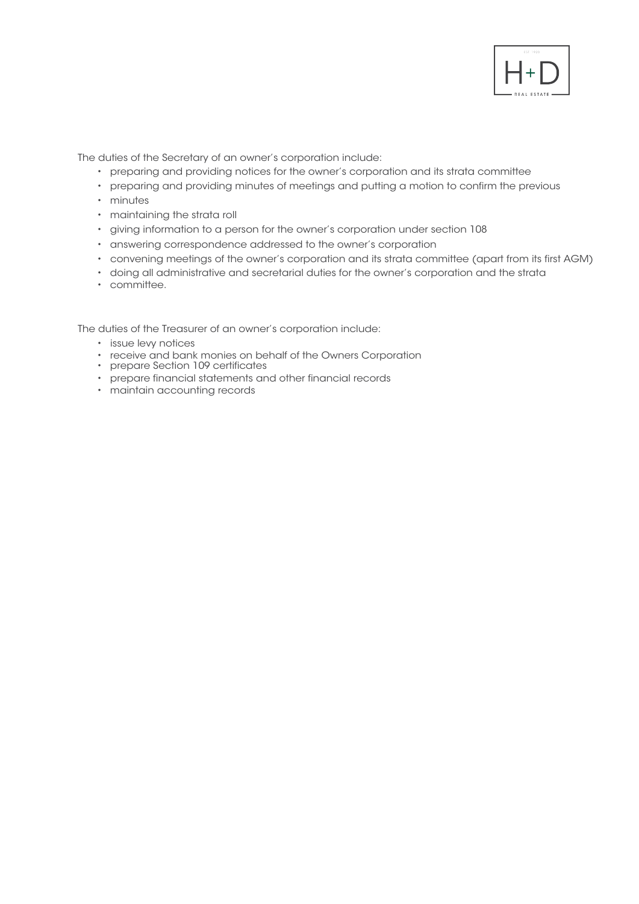The duties of the Secretary of an owner's corporation include:

- preparing and providing notices for the owner's corporation and its strata committee
- preparing and providing minutes of meetings and putting a motion to confirm the previous
- minutes
- maintaining the strata roll
- giving information to a person for the owner's corporation under section 108
- answering correspondence addressed to the owner's corporation
- convening meetings of the owner's corporation and its strata committee (apart from its first AGM)
- doing all administrative and secretarial duties for the owner's corporation and the strata
- committee.

The duties of the Treasurer of an owner's corporation include:

- issue levy notices
- receive and bank monies on behalf of the Owners Corporation
- prepare Section 109 certificates
- prepare financial statements and other financial records
- maintain accounting records